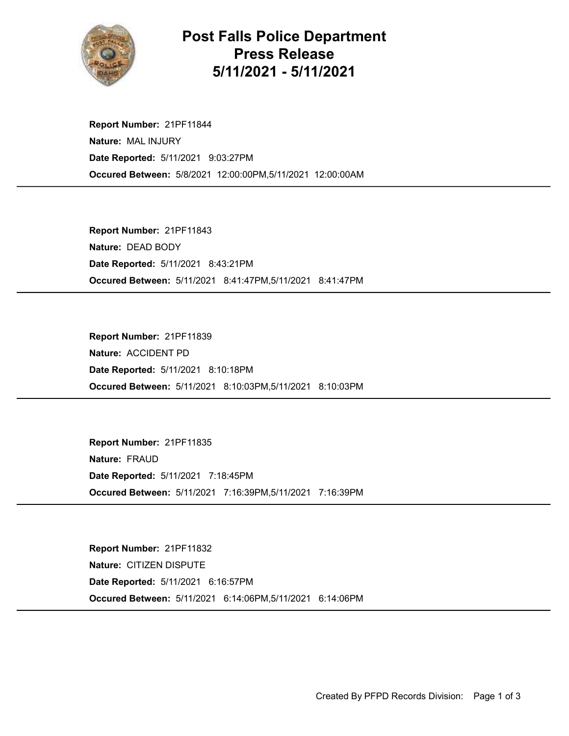# Post Falls Police Department
# Press Release
# 5/11/2021 - 5/11/2021

**Report Number:** 21PF11844
**Nature:** MAL INJURY
**Date Reported:** 5/11/2021 9:03:27PM
**Occured Between:** 5/8/2021 12:00:00PM,5/11/2021 12:00:00AM

---

**Report Number:** 21PF11843
**Nature:** DEAD BODY
**Date Reported:** 5/11/2021 8:43:21PM
**Occured Between:** 5/11/2021 8:41:47PM,5/11/2021 8:41:47PM

---

**Report Number:** 21PF11839
**Nature:** ACCIDENT PD
**Date Reported:** 5/11/2021 8:10:18PM
**Occured Between:** 5/11/2021 8:10:03PM,5/11/2021 8:10:03PM

---

**Report Number:** 21PF11835
**Nature:** FRAUD
**Date Reported:** 5/11/2021 7:18:45PM
**Occured Between:** 5/11/2021 7:16:39PM,5/11/2021 7:16:39PM

---

**Report Number:** 21PF11832
**Nature:** CITIZEN DISPUTE
**Date Reported:** 5/11/2021 6:16:57PM
**Occured Between:** 5/11/2021 6:14:06PM,5/11/2021 6:14:06PM

---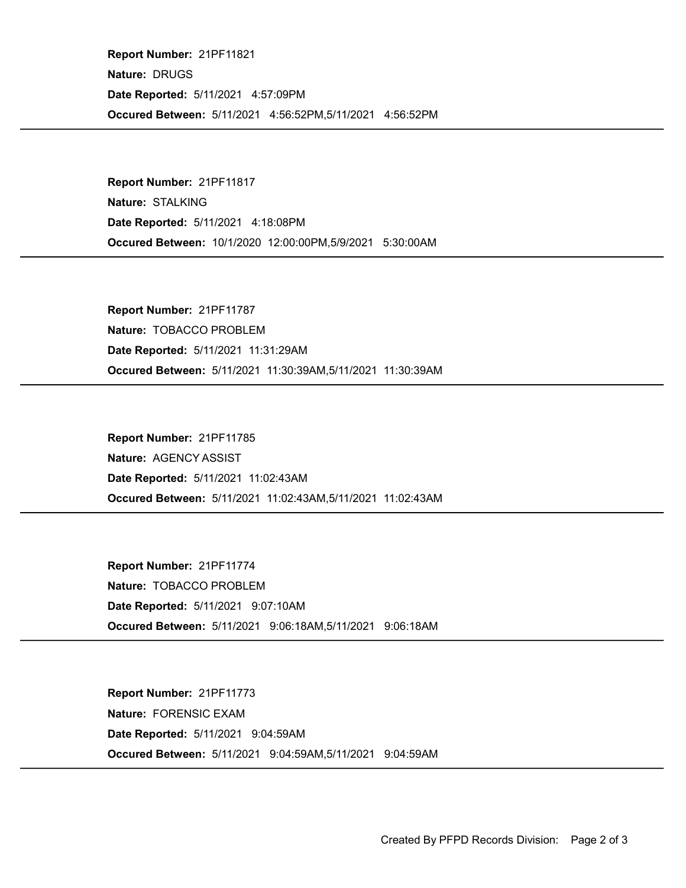**Report Number:** 21PF11821

**Nature:** DRUGS

**Date Reported:** 5/11/2021 4:57:09PM

**Occured Between:** 5/11/2021 4:56:52PM,5/11/2021 4:56:52PM

---

**Report Number:** 21PF11817

**Nature:** STALKING

**Date Reported:** 5/11/2021 4:18:08PM

**Occured Between:** 10/1/2020 12:00:00PM,5/9/2021 5:30:00AM

---

**Report Number:** 21PF11787

**Nature:** TOBACCO PROBLEM

**Date Reported:** 5/11/2021 11:31:29AM

**Occured Between:** 5/11/2021 11:30:39AM,5/11/2021 11:30:39AM

---

**Report Number:** 21PF11785

**Nature:** AGENCY ASSIST

**Date Reported:** 5/11/2021 11:02:43AM

**Occured Between:** 5/11/2021 11:02:43AM,5/11/2021 11:02:43AM

---

**Report Number:** 21PF11774

**Nature:** TOBACCO PROBLEM

**Date Reported:** 5/11/2021 9:07:10AM

**Occured Between:** 5/11/2021 9:06:18AM,5/11/2021 9:06:18AM

---

**Report Number:** 21PF11773

**Nature:** FORENSIC EXAM

**Date Reported:** 5/11/2021 9:04:59AM

**Occured Between:** 5/11/2021 9:04:59AM,5/11/2021 9:04:59AM

---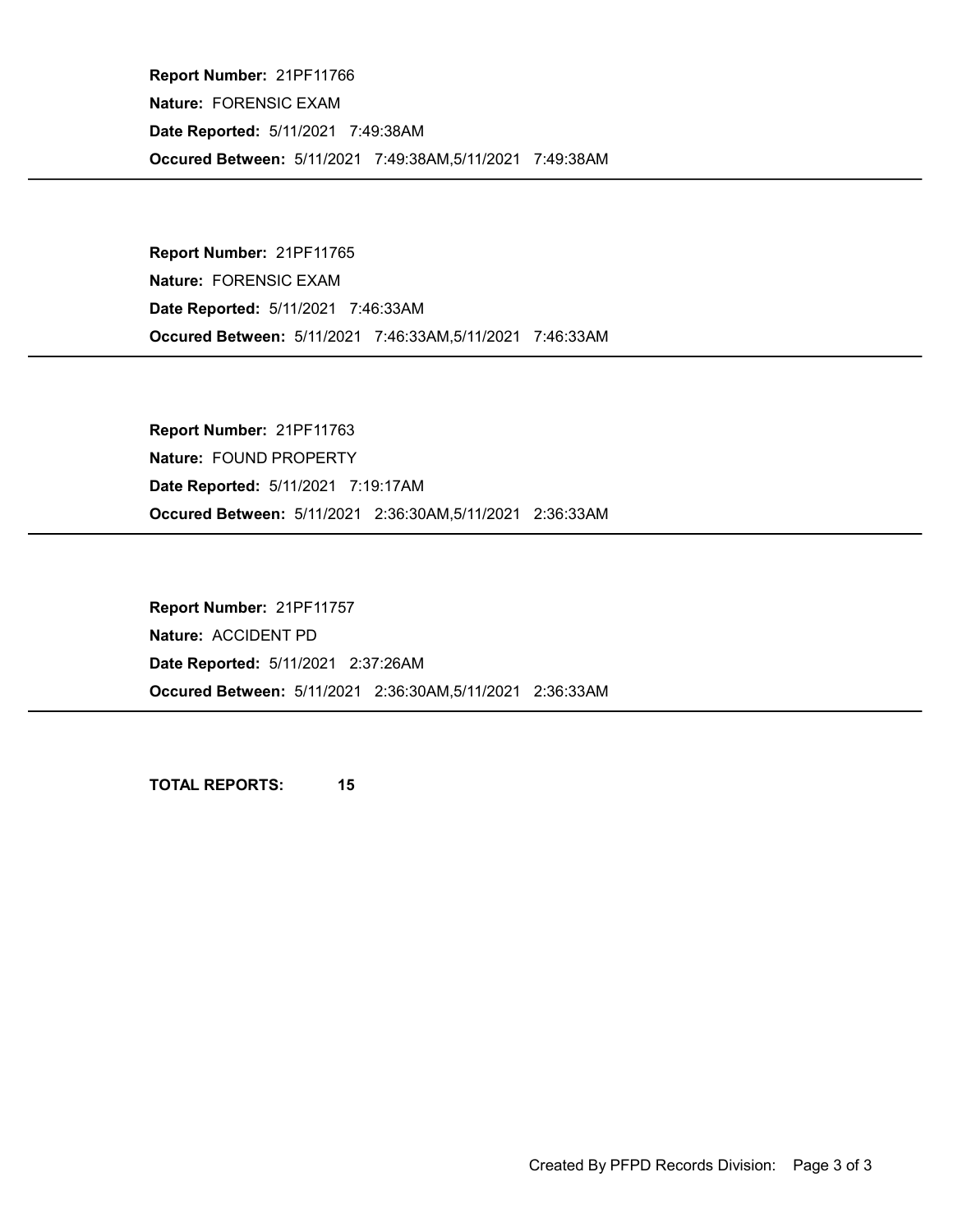**Report Number:** 21PF11766

**Nature:** FORENSIC EXAM

**Date Reported:** 5/11/2021 7:49:38AM

**Occured Between:** 5/11/2021 7:49:38AM,5/11/2021 7:49:38AM

---

**Report Number:** 21PF11765

**Nature:** FORENSIC EXAM

**Date Reported:** 5/11/2021 7:46:33AM

**Occured Between:** 5/11/2021 7:46:33AM,5/11/2021 7:46:33AM

---

**Report Number:** 21PF11763

**Nature:** FOUND PROPERTY

**Date Reported:** 5/11/2021 7:19:17AM

**Occured Between:** 5/11/2021 2:36:30AM,5/11/2021 2:36:33AM

---

**Report Number:** 21PF11757

**Nature:** ACCIDENT PD

**Date Reported:** 5/11/2021 2:37:26AM

**Occured Between:** 5/11/2021 2:36:30AM,5/11/2021 2:36:33AM

---

**TOTAL REPORTS: 15**

Created By PFPD Records Division: